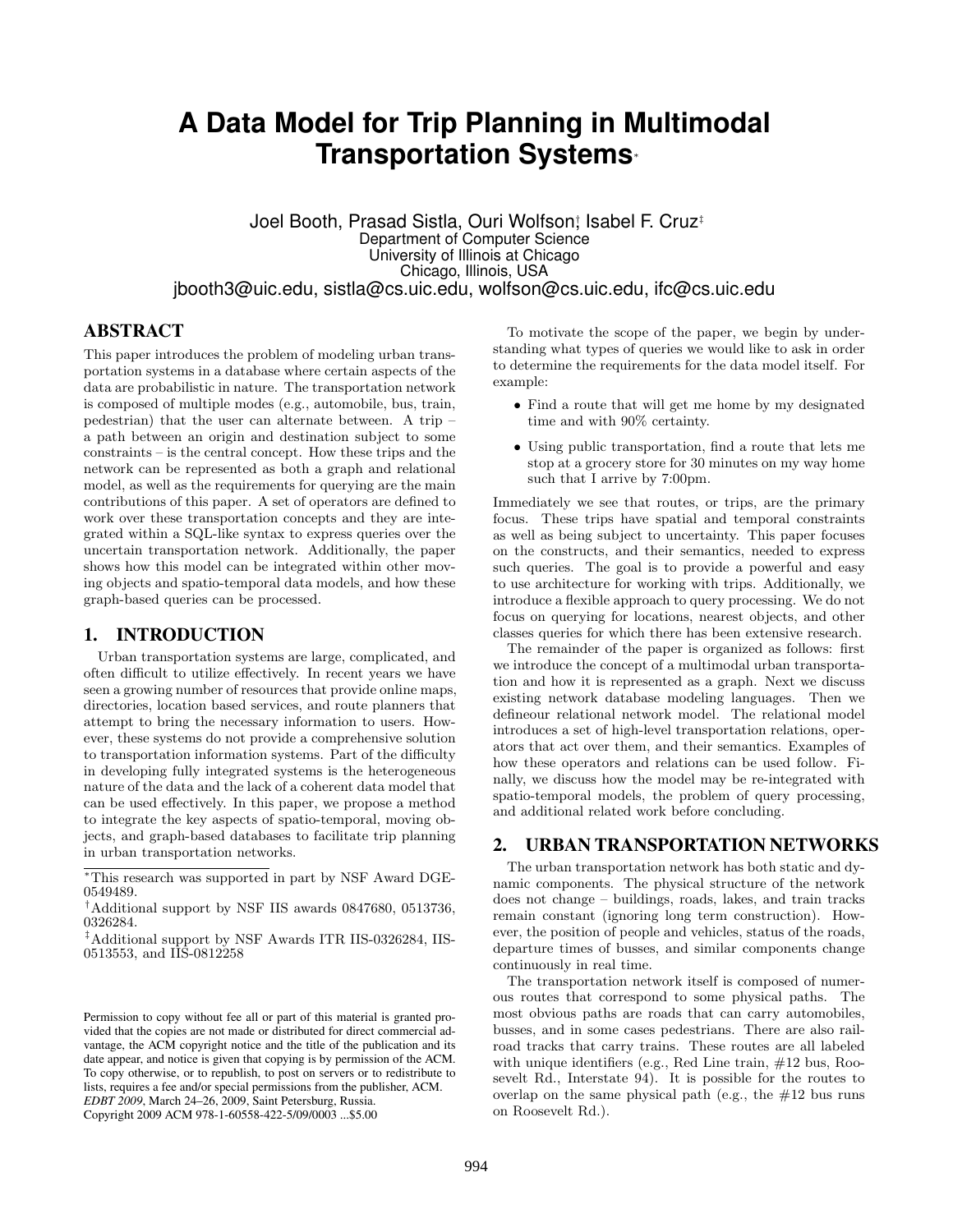# A Data Model for Trip Planning in Multimodal Transportation Systems[*]

Joel Booth, Prasad Sistla, Ouri Wolfson[†], Isabel F. Cruz[‡]
Department of Computer Science
University of Illinois at Chicago
Chicago, Illinois, USA
jbooth3@uic.edu, sistla@cs.uic.edu, wolfson@cs.uic.edu, ifc@cs.uic.edu

## ABSTRACT

This paper introduces the problem of modeling urban transportation systems in a database where certain aspects of the data are probabilistic in nature. The transportation network is composed of multiple modes (e.g., automobile, bus, train, pedestrian) that the user can alternate between. A trip – a path between an origin and destination subject to some constraints – is the central concept. How these trips and the network can be represented as both a graph and relational model, as well as the requirements for querying are the main contributions of this paper. A set of operators are defined to work over these transportation concepts and they are integrated within a SQL-like syntax to express queries over the uncertain transportation network. Additionally, the paper shows how this model can be integrated within other moving objects and spatio-temporal data models, and how these graph-based queries can be processed.

## 1. INTRODUCTION

Urban transportation systems are large, complicated, and often difficult to utilize effectively. In recent years we have seen a growing number of resources that provide online maps, directories, location based services, and route planners that attempt to bring the necessary information to users. However, these systems do not provide a comprehensive solution to transportation information systems. Part of the difficulty in developing fully integrated systems is the heterogeneous nature of the data and the lack of a coherent data model that can be used effectively. In this paper, we propose a method to integrate the key aspects of spatio-temporal, moving objects, and graph-based databases to facilitate trip planning in urban transportation networks.

[*]This research was supported in part by NSF Award DGE-0549489.

[†]Additional support by NSF IIS awards 0847680, 0513736, 0326284.

[‡]Additional support by NSF Awards ITR IIS-0326284, IIS-0513553, and IIS-0812258

Permission to copy without fee all or part of this material is granted provided that the copies are not made or distributed for direct commercial advantage, the ACM copyright notice and the title of the publication and its date appear, and notice is given that copying is by permission of the ACM. To copy otherwise, or to republish, to post on servers or to redistribute to lists, requires a fee and/or special permissions from the publisher, ACM. *EDBT 2009*, March 24–26, 2009, Saint Petersburg, Russia.
Copyright 2009 ACM 978-1-60558-422-5/09/0003 ...$5.00

To motivate the scope of the paper, we begin by understanding what types of queries we would like to ask in order to determine the requirements for the data model itself. For example:

- Find a route that will get me home by my designated time and with 90% certainty.
- Using public transportation, find a route that lets me stop at a grocery store for 30 minutes on my way home such that I arrive by 7:00pm.

Immediately we see that routes, or trips, are the primary focus. These trips have spatial and temporal constraints as well as being subject to uncertainty. This paper focuses on the constructs, and their semantics, needed to express such queries. The goal is to provide a powerful and easy to use architecture for working with trips. Additionally, we introduce a flexible approach to query processing. We do not focus on querying for locations, nearest objects, and other classes queries for which there has been extensive research.

The remainder of the paper is organized as follows: first we introduce the concept of a multimodal urban transportation and how it is represented as a graph. Next we discuss existing network database modeling languages. Then we defineour relational network model. The relational model introduces a set of high-level transportation relations, operators that act over them, and their semantics. Examples of how these operators and relations can be used follow. Finally, we discuss how the model may be re-integrated with spatio-temporal models, the problem of query processing, and additional related work before concluding.

## 2. URBAN TRANSPORTATION NETWORKS

The urban transportation network has both static and dynamic components. The physical structure of the network does not change – buildings, roads, lakes, and train tracks remain constant (ignoring long term construction). However, the position of people and vehicles, status of the roads, departure times of busses, and similar components change continuously in real time.

The transportation network itself is composed of numerous routes that correspond to some physical paths. The most obvious paths are roads that can carry automobiles, busses, and in some cases pedestrians. There are also railroad tracks that carry trains. These routes are all labeled with unique identifiers (e.g., Red Line train, #12 bus, Roosevelt Rd., Interstate 94). It is possible for the routes to overlap on the same physical path (e.g., the #12 bus runs on Roosevelt Rd.).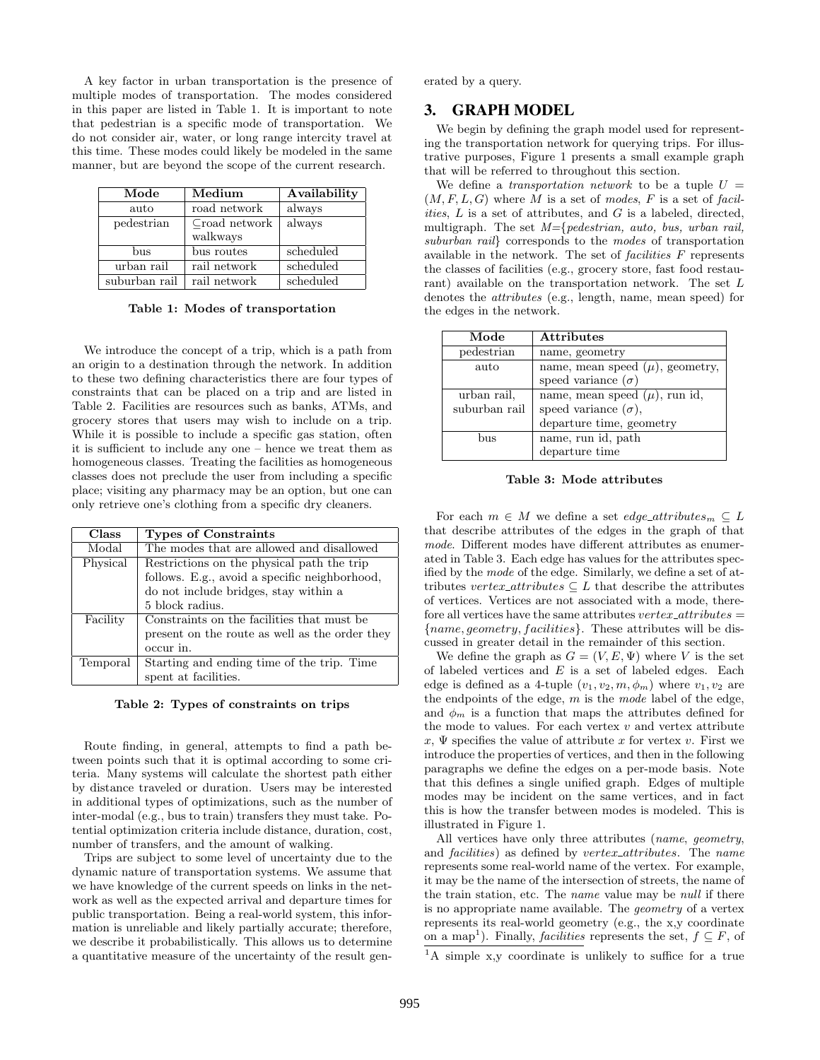A key factor in urban transportation is the presence of multiple modes of transportation. The modes considered in this paper are listed in Table 1. It is important to note that pedestrian is a specific mode of transportation. We do not consider air, water, or long range intercity travel at this time. These modes could likely be modeled in the same manner, but are beyond the scope of the current research.

| Mode | Medium | Availability |
|---|---|---|
| auto | road network | always |
| pedestrian | $\subseteq$road network walkways | always |
| bus | bus routes | scheduled |
| urban rail | rail network | scheduled |
| suburban rail | rail network | scheduled |

**Table 1: Modes of transportation**

We introduce the concept of a trip, which is a path from an origin to a destination through the network. In addition to these two defining characteristics there are four types of constraints that can be placed on a trip and are listed in Table 2. Facilities are resources such as banks, ATMs, and grocery stores that users may wish to include on a trip. While it is possible to include a specific gas station, often it is sufficient to include any one – hence we treat them as homogeneous classes. Treating the facilities as homogeneous classes does not preclude the user from including a specific place; visiting any pharmacy may be an option, but one can only retrieve one's clothing from a specific dry cleaners.

| Class | Types of Constraints |
|---|---|
| Modal | The modes that are allowed and disallowed |
| Physical | Restrictions on the physical path the trip follows. E.g., avoid a specific neighborhood, do not include bridges, stay within a 5 block radius. |
| Facility | Constraints on the facilities that must be present on the route as well as the order they occur in. |
| Temporal | Starting and ending time of the trip. Time spent at facilities. |

**Table 2: Types of constraints on trips**

Route finding, in general, attempts to find a path between points such that it is optimal according to some criteria. Many systems will calculate the shortest path either by distance traveled or duration. Users may be interested in additional types of optimizations, such as the number of inter-modal (e.g., bus to train) transfers they must take. Potential optimization criteria include distance, duration, cost, number of transfers, and the amount of walking.

Trips are subject to some level of uncertainty due to the dynamic nature of transportation systems. We assume that we have knowledge of the current speeds on links in the network as well as the expected arrival and departure times for public transportation. Being a real-world system, this information is unreliable and likely partially accurate; therefore, we describe it probabilistically. This allows us to determine a quantitative measure of the uncertainty of the result generated by a query.

## 3. GRAPH MODEL

We begin by defining the graph model used for representing the transportation network for querying trips. For illustrative purposes, Figure 1 presents a small example graph that will be referred to throughout this section.

We define a *transportation network* to be a tuple $U = (M, F, L, G)$ where $M$ is a set of *modes*, $F$ is a set of *facilities*, $L$ is a set of attributes, and $G$ is a labeled, directed, multigraph. The set $M$={*pedestrian, auto, bus, urban rail, suburban rail*} corresponds to the *modes* of transportation available in the network. The set of *facilities* $F$ represents the classes of facilities (e.g., grocery store, fast food restaurant) available on the transportation network. The set $L$ denotes the *attributes* (e.g., length, name, mean speed) for the edges in the network.

| Mode | Attributes |
|---|---|
| pedestrian | name, geometry |
| auto | name, mean speed ($\mu$), geometry, speed variance ($\sigma$) |
| urban rail, suburban rail | name, mean speed ($\mu$), run id, speed variance ($\sigma$), departure time, geometry |
| bus | name, run id, path departure time |

**Table 3: Mode attributes**

For each $m \in M$ we define a set $edge\_attributes_m \subseteq L$ that describe attributes of the edges in the graph of that *mode*. Different modes have different attributes as enumerated in Table 3. Each edge has values for the attributes specified by the *mode* of the edge. Similarly, we define a set of attributes $vertex\_attributes \subseteq L$ that describe the attributes of vertices. Vertices are not associated with a mode, therefore all vertices have the same attributes $vertex\_attributes = \{name, geometry, facilities\}$. These attributes will be discussed in greater detail in the remainder of this section.

We define the graph as $G = (V, E, \Psi)$ where $V$ is the set of labeled vertices and $E$ is a set of labeled edges. Each edge is defined as a 4-tuple $(v_1, v_2, m, \phi_m)$ where $v_1, v_2$ are the endpoints of the edge, $m$ is the *mode* label of the edge, and $\phi_m$ is a function that maps the attributes defined for the mode to values. For each vertex $v$ and vertex attribute $x$, $\Psi$ specifies the value of attribute $x$ for vertex $v$. First we introduce the properties of vertices, and then in the following paragraphs we define the edges on a per-mode basis. Note that this defines a single unified graph. Edges of multiple modes may be incident on the same vertices, and in fact this is how the transfer between modes is modeled. This is illustrated in Figure 1.

All vertices have only three attributes (*name*, *geometry*, and *facilities*) as defined by *vertex\_attributes*. The *name* represents some real-world name of the vertex. For example, it may be the name of the intersection of streets, the name of the train station, etc. The *name* value may be *null* if there is no appropriate name available. The *geometry* of a vertex represents its real-world geometry (e.g., the x,y coordinate on a map[1]). Finally, *facilities* represents the set, $f \subseteq F$, of

[1]A simple x,y coordinate is unlikely to suffice for a true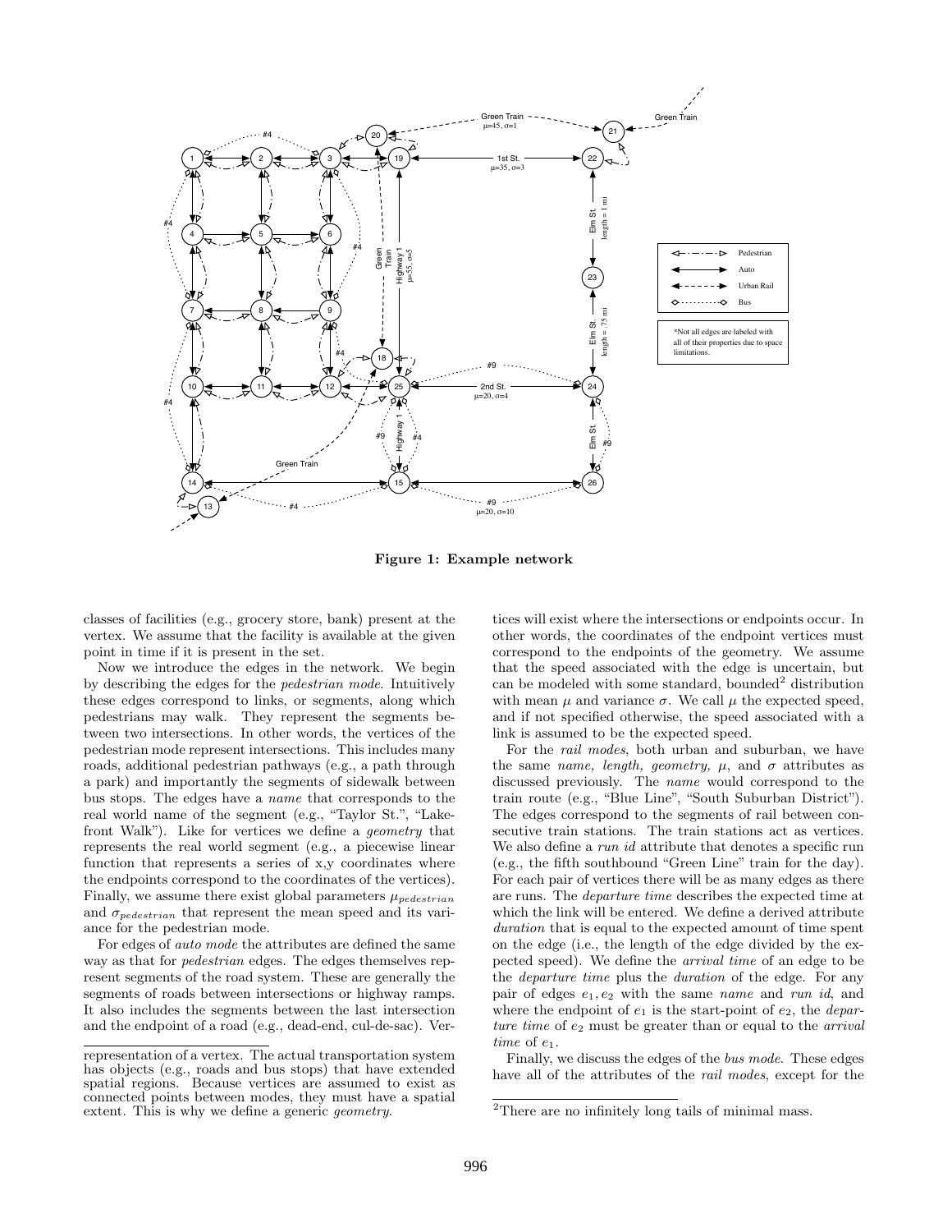Figure 1: Example network

classes of facilities (e.g., grocery store, bank) present at the vertex. We assume that the facility is available at the given point in time if it is present in the set.

Now we introduce the edges in the network. We begin by describing the edges for the *pedestrian mode*. Intuitively these edges correspond to links, or segments, along which pedestrians may walk. They represent the segments between two intersections. In other words, the vertices of the pedestrian mode represent intersections. This includes many roads, additional pedestrian pathways (e.g., a path through a park) and importantly the segments of sidewalk between bus stops. The edges have a *name* that corresponds to the real world name of the segment (e.g., "Taylor St.", "Lakefront Walk"). Like for vertices we define a *geometry* that represents the real world segment (e.g., a piecewise linear function that represents a series of x,y coordinates where the endpoints correspond to the coordinates of the vertices). Finally, we assume there exist global parameters $\mu_{pedestrian}$ and $\sigma_{pedestrian}$ that represent the mean speed and its variance for the pedestrian mode.

For edges of *auto mode* the attributes are defined the same way as that for *pedestrian* edges. The edges themselves represent segments of the road system. These are generally the segments of roads between intersections or highway ramps. It also includes the segments between the last intersection and the endpoint of a road (e.g., dead-end, cul-de-sac). Vertices will exist where the intersections or endpoints occur. In other words, the coordinates of the endpoint vertices must correspond to the endpoints of the geometry. We assume that the speed associated with the edge is uncertain, but can be modeled with some standard, bounded[2] distribution with mean $\mu$ and variance $\sigma$. We call $\mu$ the expected speed, and if not specified otherwise, the speed associated with a link is assumed to be the expected speed.

For the *rail modes*, both urban and suburban, we have the same *name, length, geometry,* $\mu$, and $\sigma$ attributes as discussed previously. The *name* would correspond to the train route (e.g., "Blue Line", "South Suburban District"). The edges correspond to the segments of rail between consecutive train stations. The train stations act as vertices. We also define a *run id* attribute that denotes a specific run (e.g., the fifth southbound "Green Line" train for the day). For each pair of vertices there will be as many edges as there are runs. The *departure time* describes the expected time at which the link will be entered. We define a derived attribute *duration* that is equal to the expected amount of time spent on the edge (i.e., the length of the edge divided by the expected speed). We define the *arrival time* of an edge to be the *departure time* plus the *duration* of the edge. For any pair of edges $e_1, e_2$ with the same *name* and *run id*, and where the endpoint of $e_1$ is the start-point of $e_2$, the *departure time* of $e_2$ must be greater than or equal to the *arrival time* of $e_1$.

Finally, we discuss the edges of the *bus mode*. These edges have all of the attributes of the *rail modes*, except for the

representation of a vertex. The actual transportation system has objects (e.g., roads and bus stops) that have extended spatial regions. Because vertices are assumed to exist as connected points between modes, they must have a spatial extent. This is why we define a generic *geometry*.

[2]There are no infinitely long tails of minimal mass.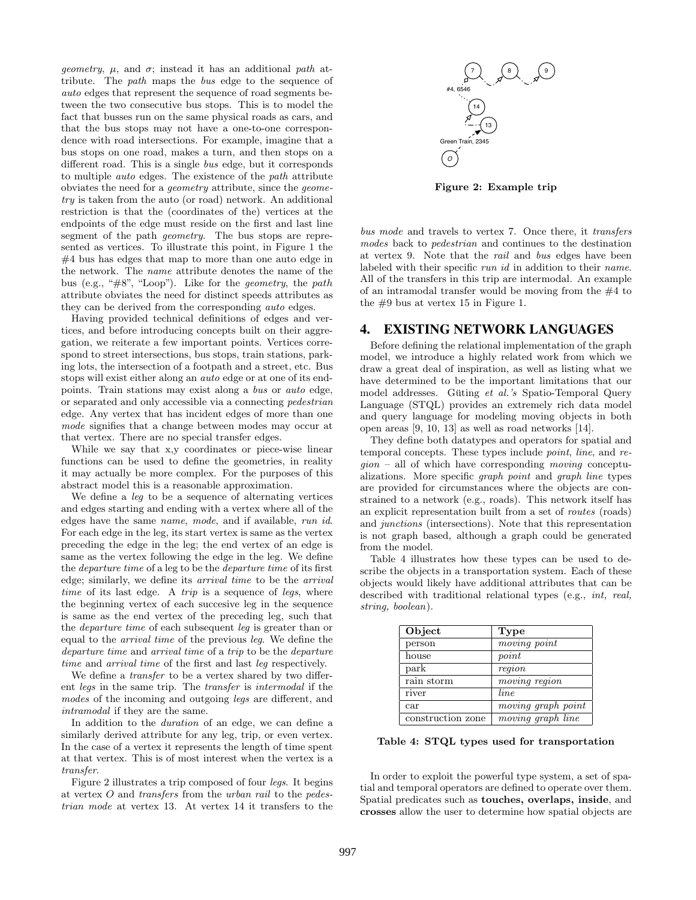*geometry*, $\mu$, and $\sigma$; instead it has an additional *path* attribute. The *path* maps the *bus* edge to the sequence of *auto* edges that represent the sequence of road segments between the two consecutive bus stops. This is to model the fact that busses run on the same physical roads as cars, and that the bus stops may not have a one-to-one correspondence with road intersections. For example, imagine that a bus stops on one road, makes a turn, and then stops on a different road. This is a single *bus* edge, but it corresponds to multiple *auto* edges. The existence of the *path* attribute obviates the need for a *geometry* attribute, since the *geometry* is taken from the auto (or road) network. An additional restriction is that the (coordinates of the) vertices at the endpoints of the edge must reside on the first and last line segment of the path *geometry*. The bus stops are represented as vertices. To illustrate this point, in Figure 1 the #4 bus has edges that map to more than one auto edge in the network. The *name* attribute denotes the name of the bus (e.g., "#8", "Loop"). Like for the *geometry*, the *path* attribute obviates the need for distinct speeds attributes as they can be derived from the corresponding *auto* edges.

Having provided technical definitions of edges and vertices, and before introducing concepts built on their aggregation, we reiterate a few important points. Vertices correspond to street intersections, bus stops, train stations, parking lots, the intersection of a footpath and a street, etc. Bus stops will exist either along an *auto* edge or at one of its endpoints. Train stations may exist along a *bus* or *auto* edge, or separated and only accessible via a connecting *pedestrian* edge. Any vertex that has incident edges of more than one *mode* signifies that a change between modes may occur at that vertex. There are no special transfer edges.

While we say that x,y coordinates or piece-wise linear functions can be used to define the geometries, in reality it may actually be more complex. For the purposes of this abstract model this is a reasonable approximation.

We define a *leg* to be a sequence of alternating vertices and edges starting and ending with a vertex where all of the edges have the same *name*, *mode*, and if available, *run id*. For each edge in the leg, its start vertex is same as the vertex preceding the edge in the leg; the end vertex of an edge is same as the vertex following the edge in the leg. We define the *departure time* of a leg to be the *departure time* of its first edge; similarly, we define its *arrival time* to be the *arrival time* of its last edge. A *trip* is a sequence of *legs*, where the beginning vertex of each succesive leg in the sequence is same as the end vertex of the preceding leg, such that the *departure time* of each subsequent *leg* is greater than or equal to the *arrival time* of the previous *leg*. We define the *departure time* and *arrival time* of a *trip* to be the *departure time* and *arrival time* of the first and last *leg* respectively.

We define a *transfer* to be a vertex shared by two different *legs* in the same trip. The *transfer* is *intermodal* if the *modes* of the incoming and outgoing *legs* are different, and *intramodal* if they are the same.

In addition to the *duration* of an edge, we can define a similarly derived attribute for any leg, trip, or even vertex. In the case of a vertex it represents the length of time spent at that vertex. This is of most interest when the vertex is a *transfer*.

Figure 2 illustrates a trip composed of four *legs*. It begins at vertex *O* and *transfers* from the *urban rail* to the *pedestrian mode* at vertex 13. At vertex 14 it transfers to the *bus mode* and travels to vertex 7. Once there, it *transfers modes* back to *pedestrian* and continues to the destination at vertex 9. Note that the *rail* and *bus* edges have been labeled with their specific *run id* in addition to their *name*. All of the transfers in this trip are intermodal. An example of an intramodal transfer would be moving from the #4 to the #9 bus at vertex 15 in Figure 1.

**Figure 2: Example trip**

## 4. EXISTING NETWORK LANGUAGES

Before defining the relational implementation of the graph model, we introduce a highly related work from which we draw a great deal of inspiration, as well as listing what we have determined to be the important limitations that our model addresses. Güting *et al.'s* Spatio-Temporal Query Language (STQL) provides an extremely rich data model and query language for modeling moving objects in both open areas [9, 10, 13] as well as road networks [14].

They define both datatypes and operators for spatial and temporal concepts. These types include *point*, *line*, and *region* – all of which have corresponding *moving* conceptualizations. More specific *graph point* and *graph line* types are provided for circumstances where the objects are constrained to a network (e.g., roads). This network itself has an explicit representation built from a set of *routes* (roads) and *junctions* (intersections). Note that this representation is not graph based, although a graph could be generated from the model.

Table 4 illustrates how these types can be used to describe the objects in a transportation system. Each of these objects would likely have additional attributes that can be described with traditional relational types (e.g., *int, real, string, boolean*).

| Object | Type |
|---|---|
| person | *moving point* |
| house | *point* |
| park | *region* |
| rain storm | *moving region* |
| river | *line* |
| car | *moving graph point* |
| construction zone | *moving graph line* |

**Table 4: STQL types used for transportation**

In order to exploit the powerful type system, a set of spatial and temporal operators are defined to operate over them. Spatial predicates such as **touches, overlaps, inside**, and **crosses** allow the user to determine how spatial objects are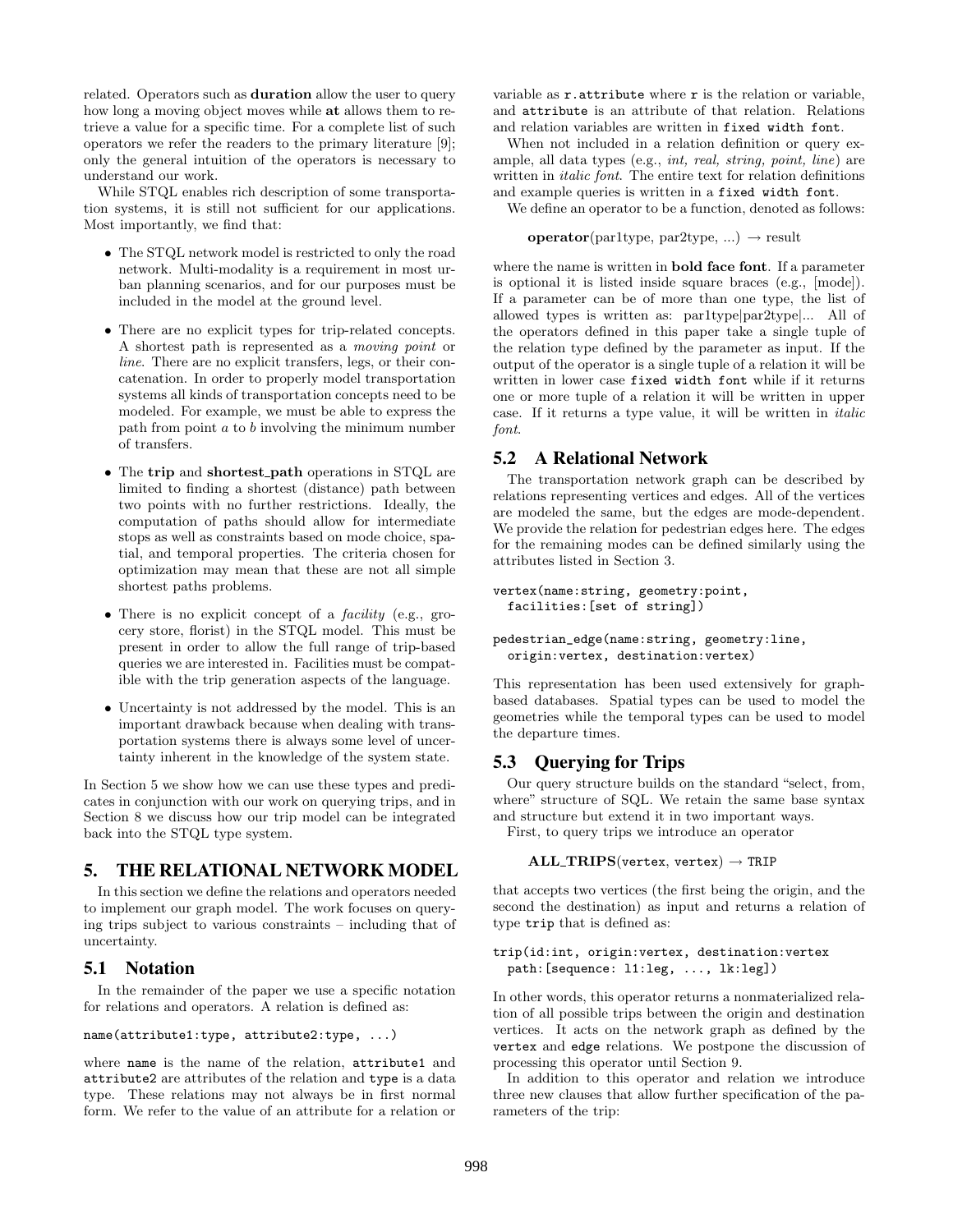related. Operators such as **duration** allow the user to query how long a moving object moves while **at** allows them to retrieve a value for a specific time. For a complete list of such operators we refer the readers to the primary literature [9]; only the general intuition of the operators is necessary to understand our work.

While STQL enables rich description of some transportation systems, it is still not sufficient for our applications. Most importantly, we find that:

- The STQL network model is restricted to only the road network. Multi-modality is a requirement in most urban planning scenarios, and for our purposes must be included in the model at the ground level.
- There are no explicit types for trip-related concepts. A shortest path is represented as a *moving point* or *line*. There are no explicit transfers, legs, or their concatenation. In order to properly model transportation systems all kinds of transportation concepts need to be modeled. For example, we must be able to express the path from point $a$ to $b$ involving the minimum number of transfers.
- The **trip** and **shortest_path** operations in STQL are limited to finding a shortest (distance) path between two points with no further restrictions. Ideally, the computation of paths should allow for intermediate stops as well as constraints based on mode choice, spatial, and temporal properties. The criteria chosen for optimization may mean that these are not all simple shortest paths problems.
- There is no explicit concept of a *facility* (e.g., grocery store, florist) in the STQL model. This must be present in order to allow the full range of trip-based queries we are interested in. Facilities must be compatible with the trip generation aspects of the language.
- Uncertainty is not addressed by the model. This is an important drawback because when dealing with transportation systems there is always some level of uncertainty inherent in the knowledge of the system state.

In Section 5 we show how we can use these types and predicates in conjunction with our work on querying trips, and in Section 8 we discuss how our trip model can be integrated back into the STQL type system.

# 5. THE RELATIONAL NETWORK MODEL

In this section we define the relations and operators needed to implement our graph model. The work focuses on querying trips subject to various constraints – including that of uncertainty.

## 5.1 Notation

In the remainder of the paper we use a specific notation for relations and operators. A relation is defined as:

```
name(attribute1:type, attribute2:type, ...)
```

where `name` is the name of the relation, `attribute1` and `attribute2` are attributes of the relation and `type` is a data type. These relations may not always be in first normal form. We refer to the value of an attribute for a relation or variable as `r.attribute` where `r` is the relation or variable, and `attribute` is an attribute of that relation. Relations and relation variables are written in `fixed width font`.

When not included in a relation definition or query example, all data types (e.g., *int, real, string, point, line*) are written in *italic font*. The entire text for relation definitions and example queries is written in a `fixed width font`.

We define an operator to be a function, denoted as follows:

**operator**(par1type, par2type, ...) → result

where the name is written in **bold face font**. If a parameter is optional it is listed inside square braces (e.g., [mode]). If a parameter can be of more than one type, the list of allowed types is written as: par1type|par2type|... All of the operators defined in this paper take a single tuple of the relation type defined by the parameter as input. If the output of the operator is a single tuple of a relation it will be written in lower case `fixed width font` while if it returns one or more tuple of a relation it will be written in upper case. If it returns a type value, it will be written in *italic font*.

## 5.2 A Relational Network

The transportation network graph can be described by relations representing vertices and edges. All of the vertices are modeled the same, but the edges are mode-dependent. We provide the relation for pedestrian edges here. The edges for the remaining modes can be defined similarly using the attributes listed in Section 3.

```
vertex(name:string, geometry:point,
  facilities:[set of string])

pedestrian_edge(name:string, geometry:line,
  origin:vertex, destination:vertex)
```

This representation has been used extensively for graph-based databases. Spatial types can be used to model the geometries while the temporal types can be used to model the departure times.

## 5.3 Querying for Trips

Our query structure builds on the standard "select, from, where" structure of SQL. We retain the same base syntax and structure but extend it in two important ways.

First, to query trips we introduce an operator

**ALL_TRIPS**(`vertex`, `vertex`) → `TRIP`

that accepts two vertices (the first being the origin, and the second the destination) as input and returns a relation of type `trip` that is defined as:

```
trip(id:int, origin:vertex, destination:vertex
  path:[sequence: l1:leg, ..., lk:leg])
```

In other words, this operator returns a nonmaterialized relation of all possible trips between the origin and destination vertices. It acts on the network graph as defined by the `vertex` and `edge` relations. We postpone the discussion of processing this operator until Section 9.

In addition to this operator and relation we introduce three new clauses that allow further specification of the parameters of the trip: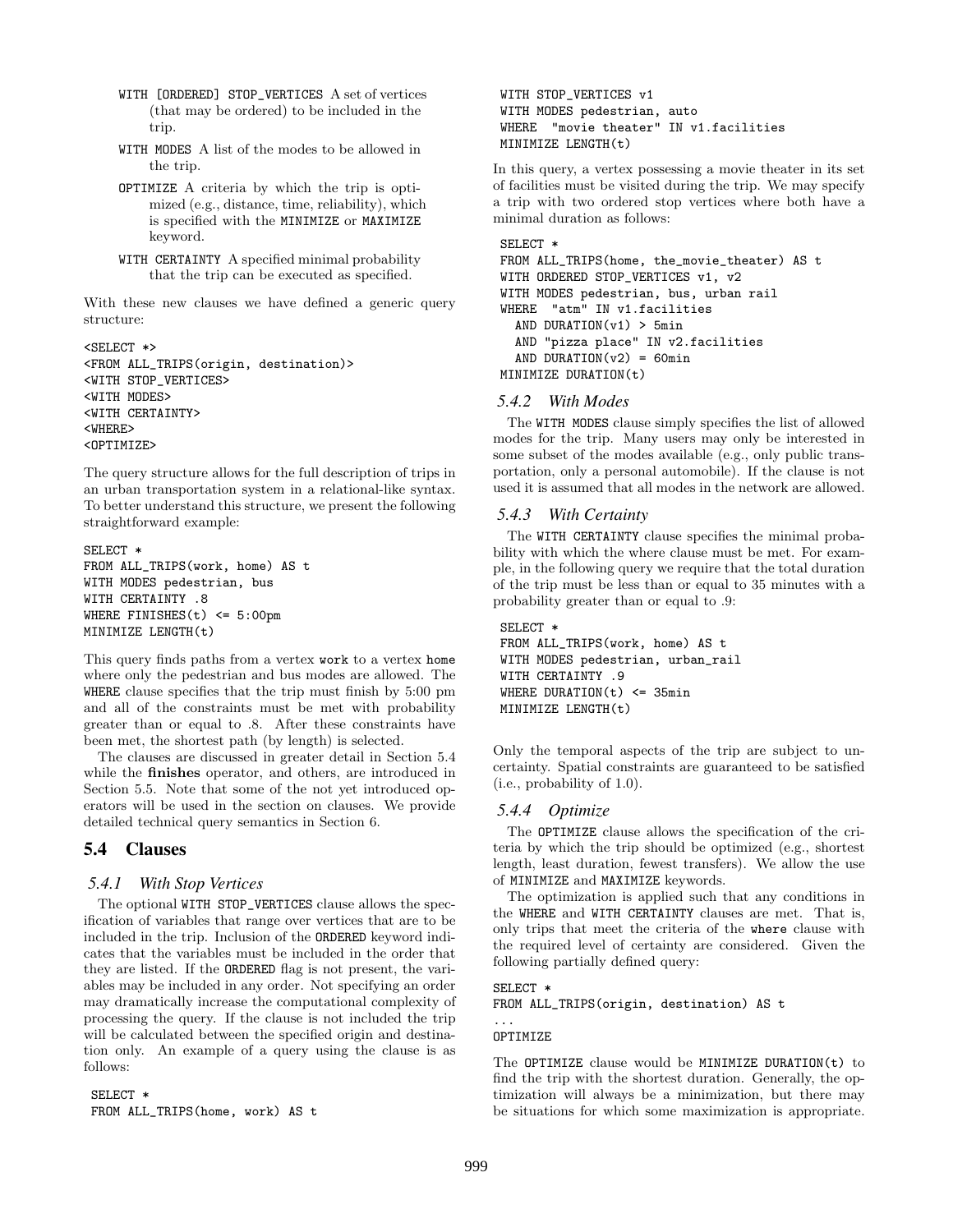WITH [ORDERED] STOP_VERTICES A set of vertices (that may be ordered) to be included in the trip.

WITH MODES A list of the modes to be allowed in the trip.

OPTIMIZE A criteria by which the trip is optimized (e.g., distance, time, reliability), which is specified with the MINIMIZE or MAXIMIZE keyword.

WITH CERTAINTY A specified minimal probability that the trip can be executed as specified.

With these new clauses we have defined a generic query structure:

```
<SELECT *>
<FROM ALL_TRIPS(origin, destination)>
<WITH STOP_VERTICES>
<WITH MODES>
<WITH CERTAINTY>
<WHERE>
<OPTIMIZE>
```

The query structure allows for the full description of trips in an urban transportation system in a relational-like syntax. To better understand this structure, we present the following straightforward example:

```
SELECT *
FROM ALL_TRIPS(work, home) AS t
WITH MODES pedestrian, bus
WITH CERTAINTY .8
WHERE FINISHES(t) <= 5:00pm
MINIMIZE LENGTH(t)
```

This query finds paths from a vertex work to a vertex home where only the pedestrian and bus modes are allowed. The WHERE clause specifies that the trip must finish by 5:00 pm and all of the constraints must be met with probability greater than or equal to .8. After these constraints have been met, the shortest path (by length) is selected.

The clauses are discussed in greater detail in Section 5.4 while the **finishes** operator, and others, are introduced in Section 5.5. Note that some of the not yet introduced operators will be used in the section on clauses. We provide detailed technical query semantics in Section 6.

## 5.4 Clauses

### *5.4.1 With Stop Vertices*

The optional WITH STOP_VERTICES clause allows the specification of variables that range over vertices that are to be included in the trip. Inclusion of the ORDERED keyword indicates that the variables must be included in the order that they are listed. If the ORDERED flag is not present, the variables may be included in any order. Not specifying an order may dramatically increase the computational complexity of processing the query. If the clause is not included the trip will be calculated between the specified origin and destination only. An example of a query using the clause is as follows:

```
SELECT *
FROM ALL_TRIPS(home, work) AS t
WITH STOP_VERTICES v1
WITH MODES pedestrian, auto
WHERE  "movie theater" IN v1.facilities
MINIMIZE LENGTH(t)
```

In this query, a vertex possessing a movie theater in its set of facilities must be visited during the trip. We may specify a trip with two ordered stop vertices where both have a minimal duration as follows:

```
SELECT *
FROM ALL_TRIPS(home, the_movie_theater) AS t
WITH ORDERED STOP_VERTICES v1, v2
WITH MODES pedestrian, bus, urban rail
WHERE  "atm" IN v1.facilities
  AND DURATION(v1) > 5min
  AND "pizza place" IN v2.facilities
  AND DURATION(v2) = 60min
MINIMIZE DURATION(t)
```

### *5.4.2 With Modes*

The WITH MODES clause simply specifies the list of allowed modes for the trip. Many users may only be interested in some subset of the modes available (e.g., only public transportation, only a personal automobile). If the clause is not used it is assumed that all modes in the network are allowed.

### *5.4.3 With Certainty*

The WITH CERTAINTY clause specifies the minimal probability with which the where clause must be met. For example, in the following query we require that the total duration of the trip must be less than or equal to 35 minutes with a probability greater than or equal to .9:

```
SELECT *
FROM ALL_TRIPS(work, home) AS t
WITH MODES pedestrian, urban_rail
WITH CERTAINTY .9
WHERE DURATION(t) <= 35min
MINIMIZE LENGTH(t)
```

Only the temporal aspects of the trip are subject to uncertainty. Spatial constraints are guaranteed to be satisfied (i.e., probability of 1.0).

### *5.4.4 Optimize*

The OPTIMIZE clause allows the specification of the criteria by which the trip should be optimized (e.g., shortest length, least duration, fewest transfers). We allow the use of MINIMIZE and MAXIMIZE keywords.

The optimization is applied such that any conditions in the WHERE and WITH CERTAINTY clauses are met. That is, only trips that meet the criteria of the where clause with the required level of certainty are considered. Given the following partially defined query:

```
SELECT *
FROM ALL_TRIPS(origin, destination) AS t
...
OPTIMIZE
```

The OPTIMIZE clause would be MINIMIZE DURATION(t) to find the trip with the shortest duration. Generally, the optimization will always be a minimization, but there may be situations for which some maximization is appropriate.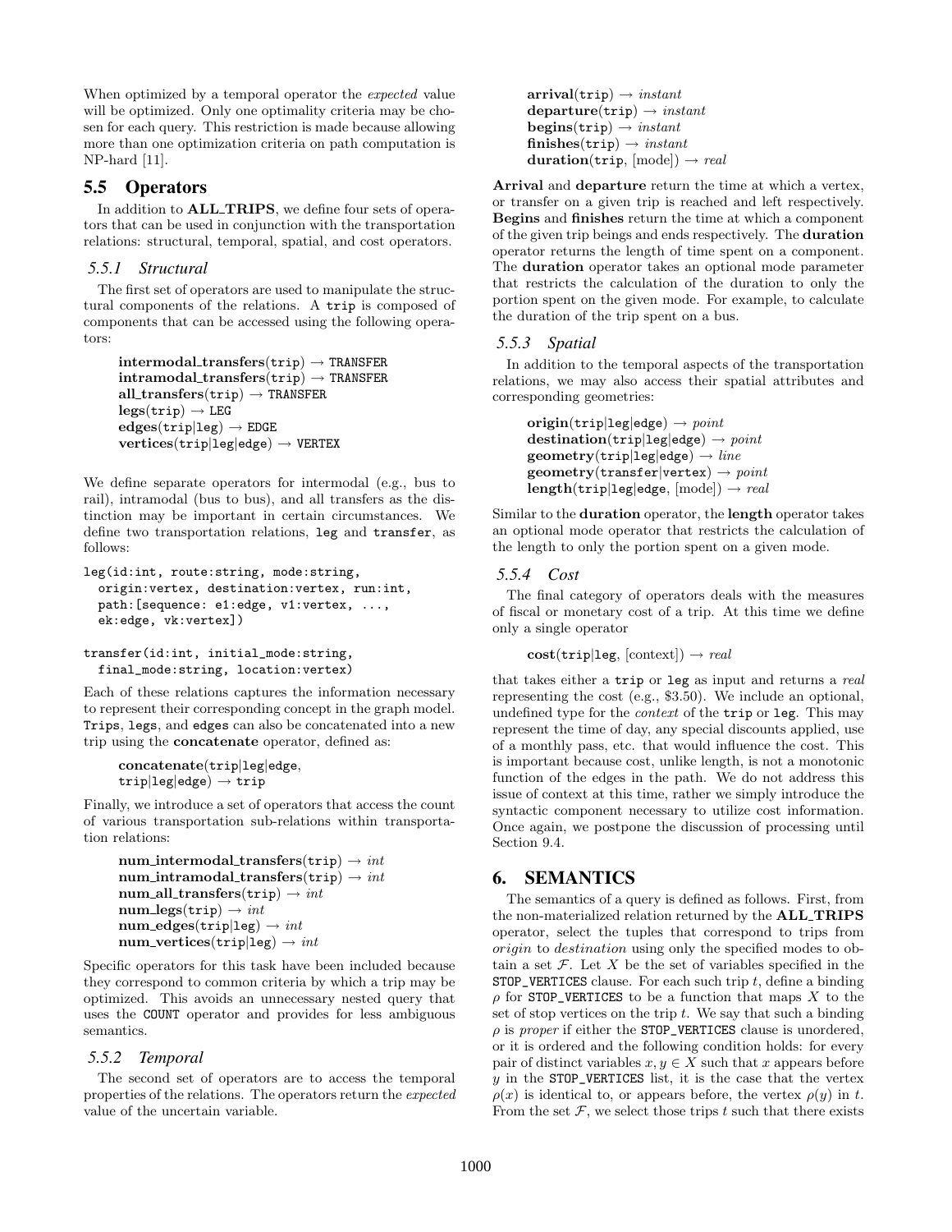When optimized by a temporal operator the *expected* value will be optimized. Only one optimality criteria may be chosen for each query. This restriction is made because allowing more than one optimization criteria on path computation is NP-hard [11].

## 5.5 Operators

In addition to **ALL_TRIPS**, we define four sets of operators that can be used in conjunction with the transportation relations: structural, temporal, spatial, and cost operators.

### 5.5.1 Structural

The first set of operators are used to manipulate the structural components of the relations. A `trip` is composed of components that can be accessed using the following operators:

> **intermodal_transfers**(`trip`) → `TRANSFER`
> **intramodal_transfers**(`trip`) → `TRANSFER`
> **all_transfers**(`trip`) → `TRANSFER`
> **legs**(`trip`) → `LEG`
> **edges**(`trip|leg`) → `EDGE`
> **vertices**(`trip|leg|edge`) → `VERTEX`

We define separate operators for intermodal (e.g., bus to rail), intramodal (bus to bus), and all transfers as the distinction may be important in certain circumstances. We define two transportation relations, `leg` and `transfer`, as follows:

```
leg(id:int, route:string, mode:string,
  origin:vertex, destination:vertex, run:int,
  path:[sequence: e1:edge, v1:vertex, ...,
  ek:edge, vk:vertex])

transfer(id:int, initial_mode:string,
  final_mode:string, location:vertex)
```

Each of these relations captures the information necessary to represent their corresponding concept in the graph model. `Trips`, `legs`, and `edges` can also be concatenated into a new trip using the **concatenate** operator, defined as:

> **concatenate**(`trip|leg|edge`, `trip|leg|edge`) → `trip`

Finally, we introduce a set of operators that access the count of various transportation sub-relations within transportation relations:

> **num_intermodal_transfers**(`trip`) → *int*
> **num_intramodal_transfers**(`trip`) → *int*
> **num_all_transfers**(`trip`) → *int*
> **num_legs**(`trip`) → *int*
> **num_edges**(`trip|leg`) → *int*
> **num_vertices**(`trip|leg`) → *int*

Specific operators for this task have been included because they correspond to common criteria by which a trip may be optimized. This avoids an unnecessary nested query that uses the `COUNT` operator and provides for less ambiguous semantics.

### 5.5.2 Temporal

The second set of operators are to access the temporal properties of the relations. The operators return the *expected* value of the uncertain variable.

> **arrival**(`trip`) → *instant*
> **departure**(`trip`) → *instant*
> **begins**(`trip`) → *instant*
> **finishes**(`trip`) → *instant*
> **duration**(`trip`, [mode]) → *real*

**Arrival** and **departure** return the time at which a vertex, or transfer on a given trip is reached and left respectively. **Begins** and **finishes** return the time at which a component of the given trip beings and ends respectively. The **duration** operator returns the length of time spent on a component. The **duration** operator takes an optional mode parameter that restricts the calculation of the duration to only the portion spent on the given mode. For example, to calculate the duration of the trip spent on a bus.

### 5.5.3 Spatial

In addition to the temporal aspects of the transportation relations, we may also access their spatial attributes and corresponding geometries:

> **origin**(`trip|leg|edge`) → *point*
> **destination**(`trip|leg|edge`) → *point*
> **geometry**(`trip|leg|edge`) → *line*
> **geometry**(`transfer|vertex`) → *point*
> **length**(`trip|leg|edge`, [mode]) → *real*

Similar to the **duration** operator, the **length** operator takes an optional mode operator that restricts the calculation of the length to only the portion spent on a given mode.

### 5.5.4 Cost

The final category of operators deals with the measures of fiscal or monetary cost of a trip. At this time we define only a single operator

> **cost**(`trip|leg`, [context]) → *real*

that takes either a `trip` or `leg` as input and returns a *real* representing the cost (e.g., \$3.50). We include an optional, undefined type for the *context* of the `trip` or `leg`. This may represent the time of day, any special discounts applied, use of a monthly pass, etc. that would influence the cost. This is important because cost, unlike length, is not a monotonic function of the edges in the path. We do not address this issue of context at this time, rather we simply introduce the syntactic component necessary to utilize cost information. Once again, we postpone the discussion of processing until Section 9.4.

# 6. SEMANTICS

The semantics of a query is defined as follows. First, from the non-materialized relation returned by the **ALL_TRIPS** operator, select the tuples that correspond to trips from *origin* to *destination* using only the specified modes to obtain a set $\mathcal{F}$. Let $X$ be the set of variables specified in the `STOP_VERTICES` clause. For each such trip $t$, define a binding $\rho$ for `STOP_VERTICES` to be a function that maps $X$ to the set of stop vertices on the trip $t$. We say that such a binding $\rho$ is *proper* if either the `STOP_VERTICES` clause is unordered, or it is ordered and the following condition holds: for every pair of distinct variables $x, y \in X$ such that $x$ appears before $y$ in the `STOP_VERTICES` list, it is the case that the vertex $\rho(x)$ is identical to, or appears before, the vertex $\rho(y)$ in $t$. From the set $\mathcal{F}$, we select those trips $t$ such that there exists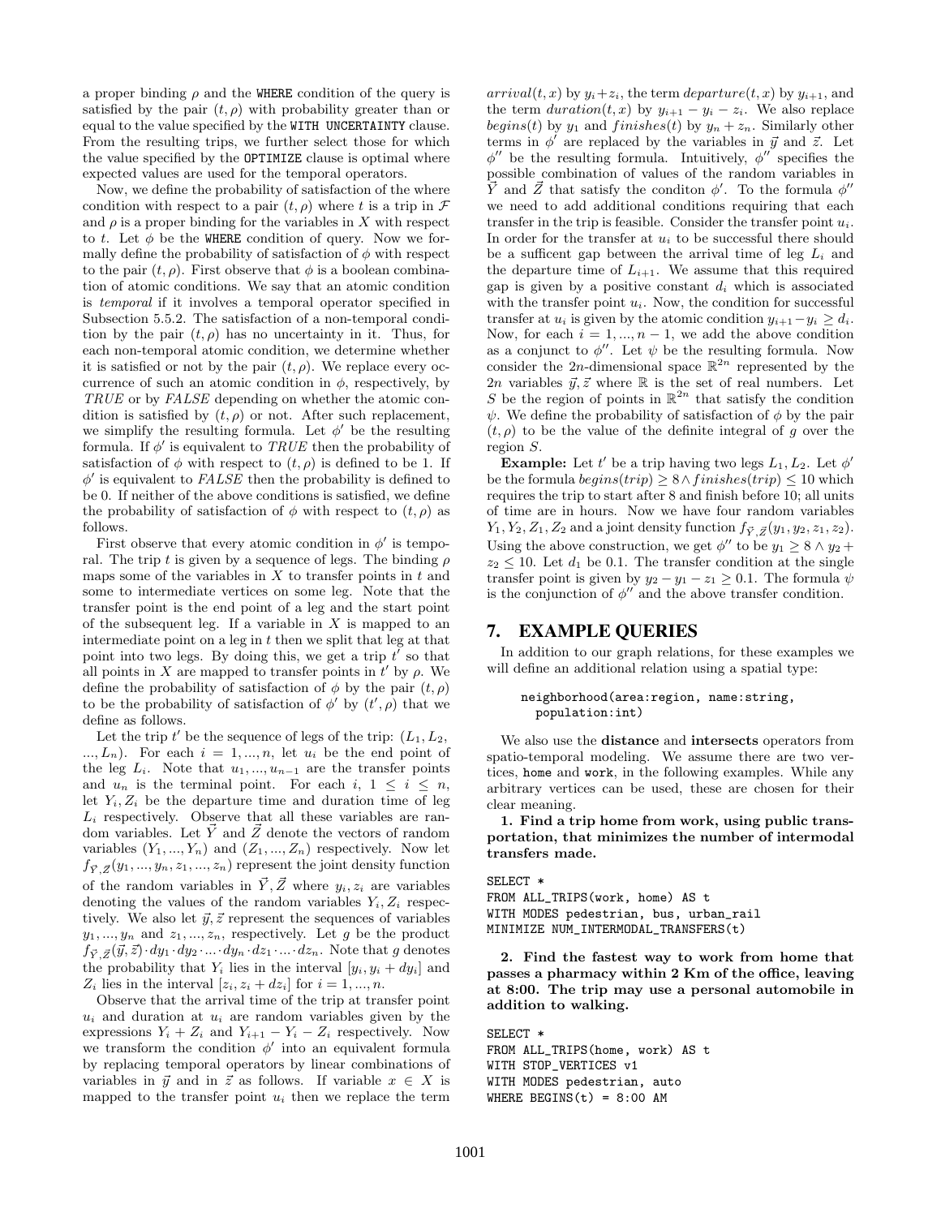a proper binding $\rho$ and the WHERE condition of the query is satisfied by the pair $(t, \rho)$ with probability greater than or equal to the value specified by the WITH UNCERTAINTY clause. From the resulting trips, we further select those for which the value specified by the OPTIMIZE clause is optimal where expected values are used for the temporal operators.

Now, we define the probability of satisfaction of the where condition with respect to a pair $(t, \rho)$ where $t$ is a trip in $\mathcal{F}$ and $\rho$ is a proper binding for the variables in $X$ with respect to $t$. Let $\phi$ be the WHERE condition of query. Now we formally define the probability of satisfaction of $\phi$ with respect to the pair $(t, \rho)$. First observe that $\phi$ is a boolean combination of atomic conditions. We say that an atomic condition is *temporal* if it involves a temporal operator specified in Subsection 5.5.2. The satisfaction of a non-temporal condition by the pair $(t, \rho)$ has no uncertainty in it. Thus, for each non-temporal atomic condition, we determine whether it is satisfied or not by the pair $(t, \rho)$. We replace every occurrence of such an atomic condition in $\phi$, respectively, by *TRUE* or by *FALSE* depending on whether the atomic condition is satisfied by $(t, \rho)$ or not. After such replacement, we simplify the resulting formula. Let $\phi'$ be the resulting formula. If $\phi'$ is equivalent to *TRUE* then the probability of satisfaction of $\phi$ with respect to $(t, \rho)$ is defined to be 1. If $\phi'$ is equivalent to *FALSE* then the probability is defined to be 0. If neither of the above conditions is satisfied, we define the probability of satisfaction of $\phi$ with respect to $(t, \rho)$ as follows.

First observe that every atomic condition in $\phi'$ is temporal. The trip $t$ is given by a sequence of legs. The binding $\rho$ maps some of the variables in $X$ to transfer points in $t$ and some to intermediate vertices on some leg. Note that the transfer point is the end point of a leg and the start point of the subsequent leg. If a variable in $X$ is mapped to an intermediate point on a leg in $t$ then we split that leg at that point into two legs. By doing this, we get a trip $t'$ so that all points in $X$ are mapped to transfer points in $t'$ by $\rho$. We define the probability of satisfaction of $\phi$ by the pair $(t, \rho)$ to be the probability of satisfaction of $\phi'$ by $(t', \rho)$ that we define as follows.

Let the trip $t'$ be the sequence of legs of the trip: $(L_1, L_2, ..., L_n)$. For each $i = 1, ..., n$, let $u_i$ be the end point of the leg $L_i$. Note that $u_1, ..., u_{n-1}$ are the transfer points and $u_n$ is the terminal point. For each $i$, $1 \leq i \leq n$, let $Y_i, Z_i$ be the departure time and duration time of leg $L_i$ respectively. Observe that all these variables are random variables. Let $\vec{Y}$ and $\vec{Z}$ denote the vectors of random variables $(Y_1, ..., Y_n)$ and $(Z_1, ..., Z_n)$ respectively. Now let $f_{\vec{Y},\vec{Z}}(y_1, ..., y_n, z_1, ..., z_n)$ represent the joint density function of the random variables in $\vec{Y}, \vec{Z}$ where $y_i, z_i$ are variables denoting the values of the random variables $Y_i, Z_i$ respectively. We also let $\vec{y}, \vec{z}$ represent the sequences of variables $y_1, ..., y_n$ and $z_1, ..., z_n$, respectively. Let $g$ be the product $f_{\vec{Y},\vec{Z}}(\vec{y}, \vec{z}) \cdot dy_1 \cdot dy_2 \cdot ... \cdot dy_n \cdot dz_1 \cdot ... \cdot dz_n$. Note that $g$ denotes the probability that $Y_i$ lies in the interval $[y_i, y_i + dy_i]$ and $Z_i$ lies in the interval $[z_i, z_i + dz_i]$ for $i = 1, ..., n$.

Observe that the arrival time of the trip at transfer point $u_i$ and duration at $u_i$ are random variables given by the expressions $Y_i + Z_i$ and $Y_{i+1} - Y_i - Z_i$ respectively. Now we transform the condition $\phi'$ into an equivalent formula by replacing temporal operators by linear combinations of variables in $\vec{y}$ and in $\vec{z}$ as follows. If variable $x \in X$ is mapped to the transfer point $u_i$ then we replace the term $arrival(t, x)$ by $y_i + z_i$, the term $departure(t, x)$ by $y_{i+1}$, and the term $duration(t, x)$ by $y_{i+1} - y_i - z_i$. We also replace $begins(t)$ by $y_1$ and $finishes(t)$ by $y_n + z_n$. Similarly other terms in $\phi'$ are replaced by the variables in $\vec{y}$ and $\vec{z}$. Let $\phi''$ be the resulting formula. Intuitively, $\phi''$ specifies the possible combination of values of the random variables in $\vec{Y}$ and $\vec{Z}$ that satisfy the conditon $\phi'$. To the formula $\phi''$ we need to add additional conditions requiring that each transfer in the trip is feasible. Consider the transfer point $u_i$. In order for the transfer at $u_i$ to be successful there should be a sufficent gap between the arrival time of leg $L_i$ and the departure time of $L_{i+1}$. We assume that this required gap is given by a positive constant $d_i$ which is associated with the transfer point $u_i$. Now, the condition for successful transfer at $u_i$ is given by the atomic condition $y_{i+1} - y_i \geq d_i$. Now, for each $i = 1, ..., n-1$, we add the above condition as a conjunct to $\phi''$. Let $\psi$ be the resulting formula. Now consider the $2n$-dimensional space $\mathbb{R}^{2n}$ represented by the $2n$ variables $\vec{y}, \vec{z}$ where $\mathbb{R}$ is the set of real numbers. Let $S$ be the region of points in $\mathbb{R}^{2n}$ that satisfy the condition $\psi$. We define the probability of satisfaction of $\phi$ by the pair $(t, \rho)$ to be the value of the definite integral of $g$ over the region $S$.

**Example:** Let $t'$ be a trip having two legs $L_1, L_2$. Let $\phi'$ be the formula $begins(trip) \geq 8 \wedge finishes(trip) \leq 10$ which requires the trip to start after 8 and finish before 10; all units of time are in hours. Now we have four random variables $Y_1, Y_2, Z_1, Z_2$ and a joint density function $f_{\vec{Y},\vec{Z}}(y_1, y_2, z_1, z_2)$. Using the above construction, we get $\phi''$ to be $y_1 \geq 8 \wedge y_2 + z_2 \leq 10$. Let $d_1$ be 0.1. The transfer condition at the single transfer point is given by $y_2 - y_1 - z_1 \geq 0.1$. The formula $\psi$ is the conjunction of $\phi''$ and the above transfer condition.

## 7. EXAMPLE QUERIES

In addition to our graph relations, for these examples we will define an additional relation using a spatial type:

```
neighborhood(area:region, name:string,
  population:int)
```

We also use the **distance** and **intersects** operators from spatio-temporal modeling. We assume there are two vertices, home and work, in the following examples. While any arbitrary vertices can be used, these are chosen for their clear meaning.

**1. Find a trip home from work, using public transportation, that minimizes the number of intermodal transfers made.**

```
SELECT *
FROM ALL_TRIPS(work, home) AS t
WITH MODES pedestrian, bus, urban_rail
MINIMIZE NUM_INTERMODAL_TRANSFERS(t)
```

**2. Find the fastest way to work from home that passes a pharmacy within 2 Km of the office, leaving at 8:00. The trip may use a personal automobile in addition to walking.**

```
SELECT *
FROM ALL_TRIPS(home, work) AS t
WITH STOP_VERTICES v1
WITH MODES pedestrian, auto
WHERE BEGINS(t) = 8:00 AM
```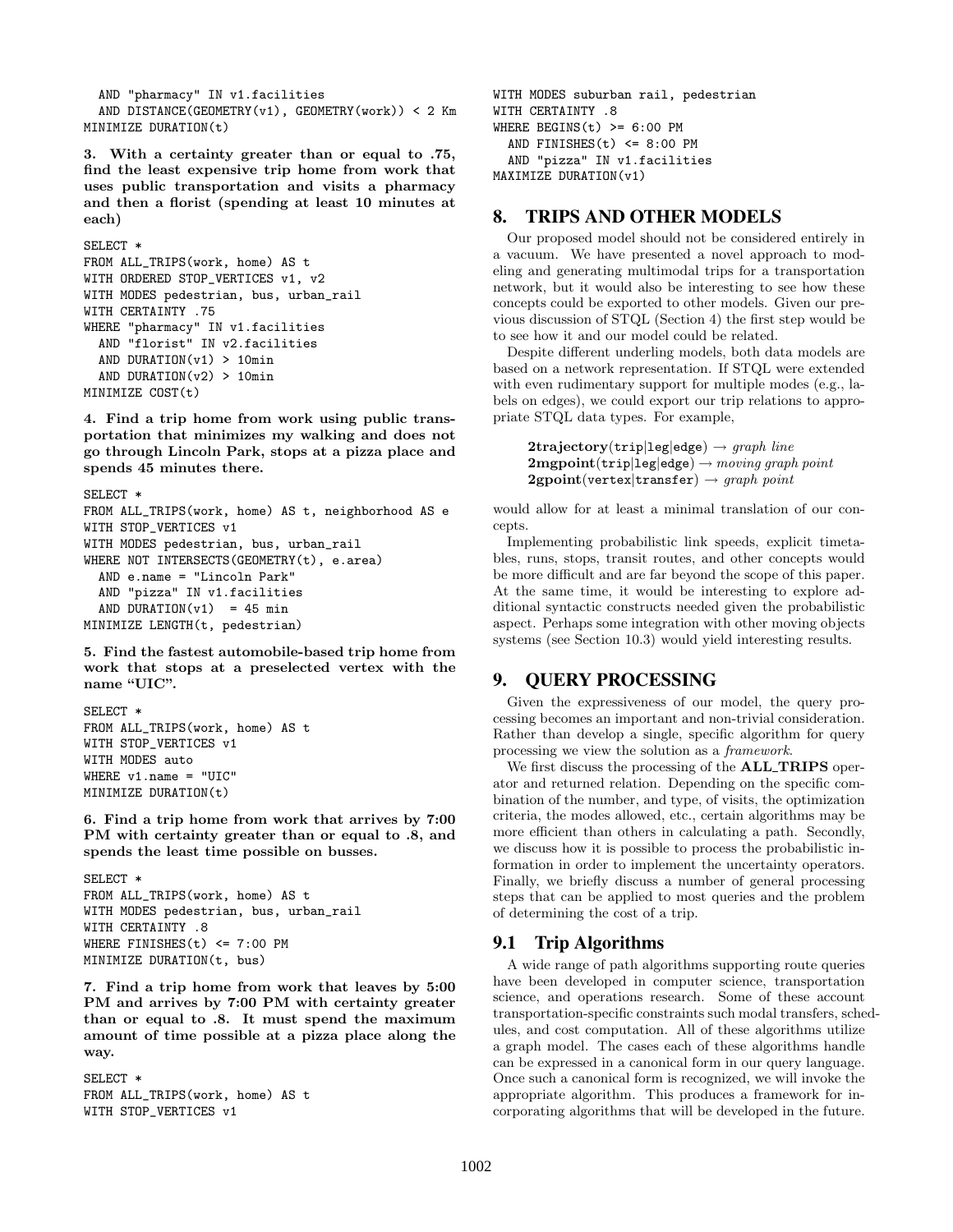```
  AND "pharmacy" IN v1.facilities
  AND DISTANCE(GEOMETRY(v1), GEOMETRY(work)) < 2 Km
MINIMIZE DURATION(t)
```

**3. With a certainty greater than or equal to .75, find the least expensive trip home from work that uses public transportation and visits a pharmacy and then a florist (spending at least 10 minutes at each)**

```
SELECT *
FROM ALL_TRIPS(work, home) AS t
WITH ORDERED STOP_VERTICES v1, v2
WITH MODES pedestrian, bus, urban_rail
WITH CERTAINTY .75
WHERE "pharmacy" IN v1.facilities
  AND "florist" IN v2.facilities
  AND DURATION(v1) > 10min
  AND DURATION(v2) > 10min
MINIMIZE COST(t)
```

**4. Find a trip home from work using public transportation that minimizes my walking and does not go through Lincoln Park, stops at a pizza place and spends 45 minutes there.**

```
SELECT *
FROM ALL_TRIPS(work, home) AS t, neighborhood AS e
WITH STOP_VERTICES v1
WITH MODES pedestrian, bus, urban_rail
WHERE NOT INTERSECTS(GEOMETRY(t), e.area)
  AND e.name = "Lincoln Park"
  AND "pizza" IN v1.facilities
  AND DURATION(v1)  = 45 min
MINIMIZE LENGTH(t, pedestrian)
```

**5. Find the fastest automobile-based trip home from work that stops at a preselected vertex with the name "UIC".**

```
SELECT *
FROM ALL_TRIPS(work, home) AS t
WITH STOP_VERTICES v1
WITH MODES auto
WHERE v1.name = "UIC"
MINIMIZE DURATION(t)
```

**6. Find a trip home from work that arrives by 7:00 PM with certainty greater than or equal to .8, and spends the least time possible on busses.**

```
SELECT *
FROM ALL_TRIPS(work, home) AS t
WITH MODES pedestrian, bus, urban_rail
WITH CERTAINTY .8
WHERE FINISHES(t) <= 7:00 PM
MINIMIZE DURATION(t, bus)
```

**7. Find a trip home from work that leaves by 5:00 PM and arrives by 7:00 PM with certainty greater than or equal to .8. It must spend the maximum amount of time possible at a pizza place along the way.**

```
SELECT *
FROM ALL_TRIPS(work, home) AS t
WITH STOP_VERTICES v1
WITH MODES suburban rail, pedestrian
WITH CERTAINTY .8
WHERE BEGINS(t) >= 6:00 PM
  AND FINISHES(t) <= 8:00 PM
  AND "pizza" IN v1.facilities
MAXIMIZE DURATION(v1)
```

## 8. TRIPS AND OTHER MODELS

Our proposed model should not be considered entirely in a vacuum. We have presented a novel approach to modeling and generating multimodal trips for a transportation network, but it would also be interesting to see how these concepts could be exported to other models. Given our previous discussion of STQL (Section 4) the first step would be to see how it and our model could be related.

Despite different underling models, both data models are based on a network representation. If STQL were extended with even rudimentary support for multiple modes (e.g., labels on edges), we could export our trip relations to appropriate STQL data types. For example,

> **2trajectory**(trip|leg|edge) → *graph line*
> **2mgpoint**(trip|leg|edge) → *moving graph point*
> **2gpoint**(vertex|transfer) → *graph point*

would allow for at least a minimal translation of our concepts.

Implementing probabilistic link speeds, explicit timetables, runs, stops, transit routes, and other concepts would be more difficult and are far beyond the scope of this paper. At the same time, it would be interesting to explore additional syntactic constructs needed given the probabilistic aspect. Perhaps some integration with other moving objects systems (see Section 10.3) would yield interesting results.

## 9. QUERY PROCESSING

Given the expressiveness of our model, the query processing becomes an important and non-trivial consideration. Rather than develop a single, specific algorithm for query processing we view the solution as a *framework*.

We first discuss the processing of the **ALL_TRIPS** operator and returned relation. Depending on the specific combination of the number, and type, of visits, the optimization criteria, the modes allowed, etc., certain algorithms may be more efficient than others in calculating a path. Secondly, we discuss how it is possible to process the probabilistic information in order to implement the uncertainty operators. Finally, we briefly discuss a number of general processing steps that can be applied to most queries and the problem of determining the cost of a trip.

### 9.1 Trip Algorithms

A wide range of path algorithms supporting route queries have been developed in computer science, transportation science, and operations research. Some of these account transportation-specific constraints such modal transfers, schedules, and cost computation. All of these algorithms utilize a graph model. The cases each of these algorithms handle can be expressed in a canonical form in our query language. Once such a canonical form is recognized, we will invoke the appropriate algorithm. This produces a framework for incorporating algorithms that will be developed in the future.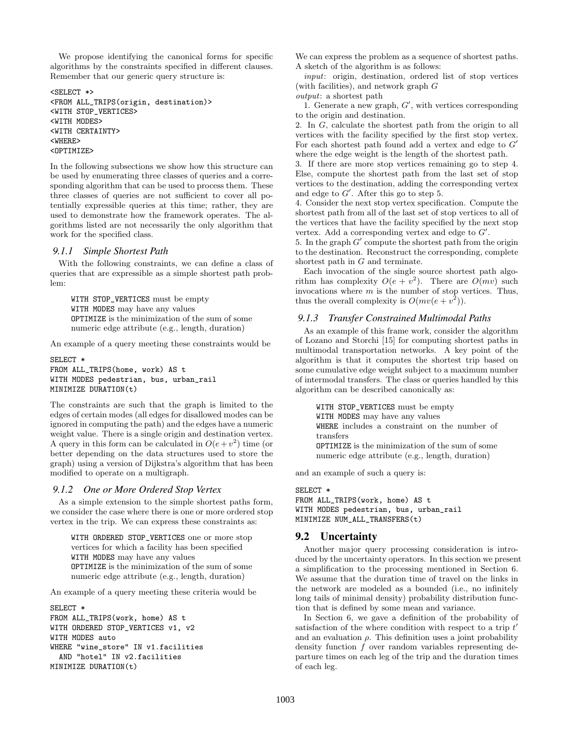We propose identifying the canonical forms for specific algorithms by the constraints specified in different clauses. Remember that our generic query structure is:

```
<SELECT *>
<FROM ALL_TRIPS(origin, destination)>
<WITH STOP_VERTICES>
<WITH MODES>
<WITH CERTAINTY>
<WHERE>
<OPTIMIZE>
```

In the following subsections we show how this structure can be used by enumerating three classes of queries and a corresponding algorithm that can be used to process them. These three classes of queries are not sufficient to cover all potentially expressible queries at this time; rather, they are used to demonstrate how the framework operates. The algorithms listed are not necessarily the only algorithm that work for the specified class.

### *9.1.1 Simple Shortest Path*

With the following constraints, we can define a class of queries that are expressible as a simple shortest path problem:

> `WITH STOP_VERTICES` must be empty
> `WITH MODES` may have any values
> `OPTIMIZE` is the minimization of the sum of some numeric edge attribute (e.g., length, duration)

An example of a query meeting these constraints would be

```
SELECT *
FROM ALL_TRIPS(home, work) AS t
WITH MODES pedestrian, bus, urban_rail
MINIMIZE DURATION(t)
```

The constraints are such that the graph is limited to the edges of certain modes (all edges for disallowed modes can be ignored in computing the path) and the edges have a numeric weight value. There is a single origin and destination vertex. A query in this form can be calculated in $O(e+v^2)$ time (or better depending on the data structures used to store the graph) using a version of Dijkstra's algorithm that has been modified to operate on a multigraph.

### *9.1.2 One or More Ordered Stop Vertex*

As a simple extension to the simple shortest paths form, we consider the case where there is one or more ordered stop vertex in the trip. We can express these constraints as:

> `WITH ORDERED STOP_VERTICES` one or more stop vertices for which a facility has been specified
> `WITH MODES` may have any values
> `OPTIMIZE` is the minimization of the sum of some numeric edge attribute (e.g., length, duration)

An example of a query meeting these criteria would be

```
SELECT *
FROM ALL_TRIPS(work, home) AS t
WITH ORDERED STOP_VERTICES v1, v2
WITH MODES auto
WHERE "wine_store" IN v1.facilities
  AND "hotel" IN v2.facilities
MINIMIZE DURATION(t)
```

We can express the problem as a sequence of shortest paths. A sketch of the algorithm is as follows:

*input*: origin, destination, ordered list of stop vertices (with facilities), and network graph $G$
*output*: a shortest path

1. Generate a new graph, $G'$, with vertices corresponding to the origin and destination.
2. In $G$, calculate the shortest path from the origin to all vertices with the facility specified by the first stop vertex. For each shortest path found add a vertex and edge to $G'$ where the edge weight is the length of the shortest path.
3. If there are more stop vertices remaining go to step 4. Else, compute the shortest path from the last set of stop vertices to the destination, adding the corresponding vertex and edge to $G'$. After this go to step 5.
4. Consider the next stop vertex specification. Compute the shortest path from all of the last set of stop vertices to all of the vertices that have the facility specified by the next stop vertex. Add a corresponding vertex and edge to $G'$.
5. In the graph $G'$ compute the shortest path from the origin to the destination. Reconstruct the corresponding, complete shortest path in $G$ and terminate.

Each invocation of the single source shortest path algorithm has complexity $O(e+v^2)$. There are $O(mv)$ such invocations where $m$ is the number of stop vertices. Thus, thus the overall complexity is $O(mv(e+v^2))$.

### *9.1.3 Transfer Constrained Multimodal Paths*

As an example of this frame work, consider the algorithm of Lozano and Storchi [15] for computing shortest paths in multimodal transportation networks. A key point of the algorithm is that it computes the shortest trip based on some cumulative edge weight subject to a maximum number of intermodal transfers. The class or queries handled by this algorithm can be described canonically as:

> `WITH STOP_VERTICES` must be empty
> `WITH MODES` may have any values
> `WHERE` includes a constraint on the number of transfers
> `OPTIMIZE` is the minimization of the sum of some numeric edge attribute (e.g., length, duration)

and an example of such a query is:

```
SELECT *
FROM ALL_TRIPS(work, home) AS t
WITH MODES pedestrian, bus, urban_rail
MINIMIZE NUM_ALL_TRANSFERS(t)
```

## 9.2 Uncertainty

Another major query processing consideration is introduced by the uncertainty operators. In this section we present a simplification to the processing mentioned in Section 6. We assume that the duration time of travel on the links in the network are modeled as a bounded (i.e., no infinitely long tails of minimal density) probability distribution function that is defined by some mean and variance.

In Section 6, we gave a definition of the probability of satisfaction of the where condition with respect to a trip $t'$ and an evaluation $\rho$. This definition uses a joint probability density function $f$ over random variables representing departure times on each leg of the trip and the duration times of each leg.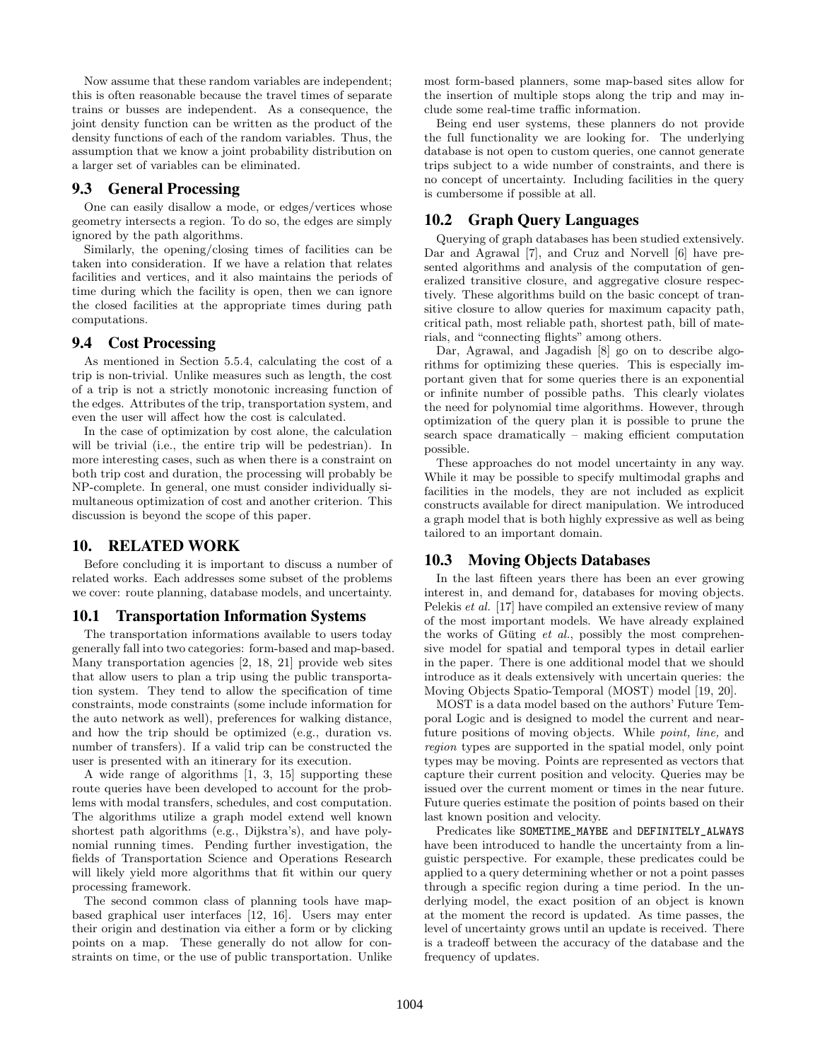Now assume that these random variables are independent; this is often reasonable because the travel times of separate trains or busses are independent. As a consequence, the joint density function can be written as the product of the density functions of each of the random variables. Thus, the assumption that we know a joint probability distribution on a larger set of variables can be eliminated.

### 9.3 General Processing

One can easily disallow a mode, or edges/vertices whose geometry intersects a region. To do so, the edges are simply ignored by the path algorithms.

Similarly, the opening/closing times of facilities can be taken into consideration. If we have a relation that relates facilities and vertices, and it also maintains the periods of time during which the facility is open, then we can ignore the closed facilities at the appropriate times during path computations.

### 9.4 Cost Processing

As mentioned in Section 5.5.4, calculating the cost of a trip is non-trivial. Unlike measures such as length, the cost of a trip is not a strictly monotonic increasing function of the edges. Attributes of the trip, transportation system, and even the user will affect how the cost is calculated.

In the case of optimization by cost alone, the calculation will be trivial (i.e., the entire trip will be pedestrian). In more interesting cases, such as when there is a constraint on both trip cost and duration, the processing will probably be NP-complete. In general, one must consider individually simultaneous optimization of cost and another criterion. This discussion is beyond the scope of this paper.

## 10. RELATED WORK

Before concluding it is important to discuss a number of related works. Each addresses some subset of the problems we cover: route planning, database models, and uncertainty.

### 10.1 Transportation Information Systems

The transportation informations available to users today generally fall into two categories: form-based and map-based. Many transportation agencies [2, 18, 21] provide web sites that allow users to plan a trip using the public transportation system. They tend to allow the specification of time constraints, mode constraints (some include information for the auto network as well), preferences for walking distance, and how the trip should be optimized (e.g., duration vs. number of transfers). If a valid trip can be constructed the user is presented with an itinerary for its execution.

A wide range of algorithms [1, 3, 15] supporting these route queries have been developed to account for the problems with modal transfers, schedules, and cost computation. The algorithms utilize a graph model extend well known shortest path algorithms (e.g., Dijkstra's), and have polynomial running times. Pending further investigation, the fields of Transportation Science and Operations Research will likely yield more algorithms that fit within our query processing framework.

The second common class of planning tools have map-based graphical user interfaces [12, 16]. Users may enter their origin and destination via either a form or by clicking points on a map. These generally do not allow for constraints on time, or the use of public transportation. Unlike most form-based planners, some map-based sites allow for the insertion of multiple stops along the trip and may include some real-time traffic information.

Being end user systems, these planners do not provide the full functionality we are looking for. The underlying database is not open to custom queries, one cannot generate trips subject to a wide number of constraints, and there is no concept of uncertainty. Including facilities in the query is cumbersome if possible at all.

### 10.2 Graph Query Languages

Querying of graph databases has been studied extensively. Dar and Agrawal [7], and Cruz and Norvell [6] have presented algorithms and analysis of the computation of generalized transitive closure, and aggregative closure respectively. These algorithms build on the basic concept of transitive closure to allow queries for maximum capacity path, critical path, most reliable path, shortest path, bill of materials, and "connecting flights" among others.

Dar, Agrawal, and Jagadish [8] go on to describe algorithms for optimizing these queries. This is especially important given that for some queries there is an exponential or infinite number of possible paths. This clearly violates the need for polynomial time algorithms. However, through optimization of the query plan it is possible to prune the search space dramatically – making efficient computation possible.

These approaches do not model uncertainty in any way. While it may be possible to specify multimodal graphs and facilities in the models, they are not included as explicit constructs available for direct manipulation. We introduced a graph model that is both highly expressive as well as being tailored to an important domain.

### 10.3 Moving Objects Databases

In the last fifteen years there has been an ever growing interest in, and demand for, databases for moving objects. Pelekis *et al.* [17] have compiled an extensive review of many of the most important models. We have already explained the works of Güting *et al.*, possibly the most comprehensive model for spatial and temporal types in detail earlier in the paper. There is one additional model that we should introduce as it deals extensively with uncertain queries: the Moving Objects Spatio-Temporal (MOST) model [19, 20].

MOST is a data model based on the authors' Future Temporal Logic and is designed to model the current and near-future positions of moving objects. While *point, line,* and *region* types are supported in the spatial model, only point types may be moving. Points are represented as vectors that capture their current position and velocity. Queries may be issued over the current moment or times in the near future. Future queries estimate the position of points based on their last known position and velocity.

Predicates like `SOMETIME_MAYBE` and `DEFINITELY_ALWAYS` have been introduced to handle the uncertainty from a linguistic perspective. For example, these predicates could be applied to a query determining whether or not a point passes through a specific region during a time period. In the underlying model, the exact position of an object is known at the moment the record is updated. As time passes, the level of uncertainty grows until an update is received. There is a tradeoff between the accuracy of the database and the frequency of updates.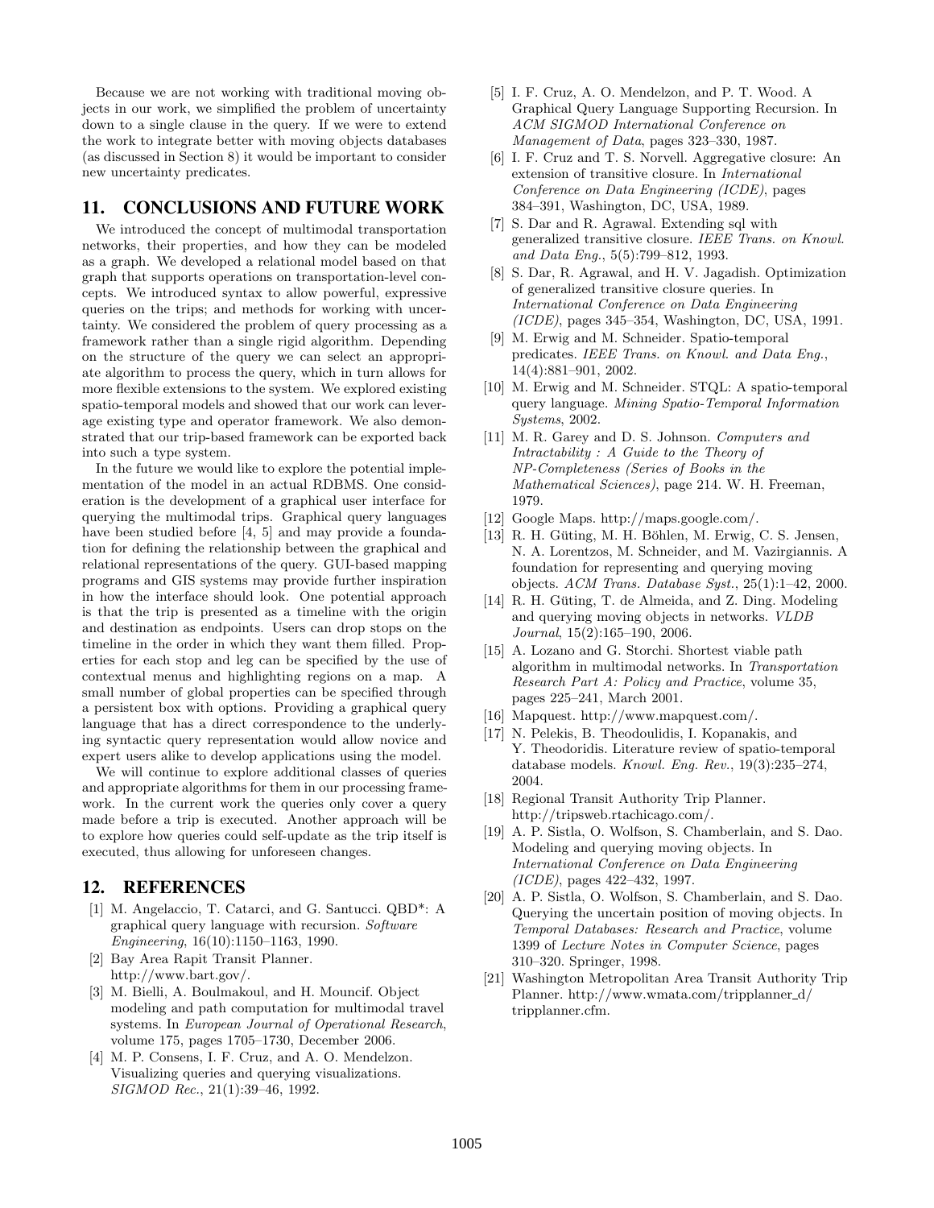Because we are not working with traditional moving objects in our work, we simplified the problem of uncertainty down to a single clause in the query. If we were to extend the work to integrate better with moving objects databases (as discussed in Section 8) it would be important to consider new uncertainty predicates.

## 11. CONCLUSIONS AND FUTURE WORK

We introduced the concept of multimodal transportation networks, their properties, and how they can be modeled as a graph. We developed a relational model based on that graph that supports operations on transportation-level concepts. We introduced syntax to allow powerful, expressive queries on the trips; and methods for working with uncertainty. We considered the problem of query processing as a framework rather than a single rigid algorithm. Depending on the structure of the query we can select an appropriate algorithm to process the query, which in turn allows for more flexible extensions to the system. We explored existing spatio-temporal models and showed that our work can leverage existing type and operator framework. We also demonstrated that our trip-based framework can be exported back into such a type system.

In the future we would like to explore the potential implementation of the model in an actual RDBMS. One consideration is the development of a graphical user interface for querying the multimodal trips. Graphical query languages have been studied before [4, 5] and may provide a foundation for defining the relationship between the graphical and relational representations of the query. GUI-based mapping programs and GIS systems may provide further inspiration in how the interface should look. One potential approach is that the trip is presented as a timeline with the origin and destination as endpoints. Users can drop stops on the timeline in the order in which they want them filled. Properties for each stop and leg can be specified by the use of contextual menus and highlighting regions on a map. A small number of global properties can be specified through a persistent box with options. Providing a graphical query language that has a direct correspondence to the underlying syntactic query representation would allow novice and expert users alike to develop applications using the model.

We will continue to explore additional classes of queries and appropriate algorithms for them in our processing framework. In the current work the queries only cover a query made before a trip is executed. Another approach will be to explore how queries could self-update as the trip itself is executed, thus allowing for unforeseen changes.

## 12. REFERENCES

[1] M. Angelaccio, T. Catarci, and G. Santucci. QBD*: A graphical query language with recursion. *Software Engineering*, 16(10):1150–1163, 1990.

[2] Bay Area Rapit Transit Planner. http://www.bart.gov/.

[3] M. Bielli, A. Boulmakoul, and H. Mouncif. Object modeling and path computation for multimodal travel systems. In *European Journal of Operational Research*, volume 175, pages 1705–1730, December 2006.

[4] M. P. Consens, I. F. Cruz, and A. O. Mendelzon. Visualizing queries and querying visualizations. *SIGMOD Rec.*, 21(1):39–46, 1992.

[5] I. F. Cruz, A. O. Mendelzon, and P. T. Wood. A Graphical Query Language Supporting Recursion. In *ACM SIGMOD International Conference on Management of Data*, pages 323–330, 1987.

[6] I. F. Cruz and T. S. Norvell. Aggregative closure: An extension of transitive closure. In *International Conference on Data Engineering (ICDE)*, pages 384–391, Washington, DC, USA, 1989.

[7] S. Dar and R. Agrawal. Extending sql with generalized transitive closure. *IEEE Trans. on Knowl. and Data Eng.*, 5(5):799–812, 1993.

[8] S. Dar, R. Agrawal, and H. V. Jagadish. Optimization of generalized transitive closure queries. In *International Conference on Data Engineering (ICDE)*, pages 345–354, Washington, DC, USA, 1991.

[9] M. Erwig and M. Schneider. Spatio-temporal predicates. *IEEE Trans. on Knowl. and Data Eng.*, 14(4):881–901, 2002.

[10] M. Erwig and M. Schneider. STQL: A spatio-temporal query language. *Mining Spatio-Temporal Information Systems*, 2002.

[11] M. R. Garey and D. S. Johnson. *Computers and Intractability : A Guide to the Theory of NP-Completeness (Series of Books in the Mathematical Sciences)*, page 214. W. H. Freeman, 1979.

[12] Google Maps. http://maps.google.com/.

[13] R. H. Güting, M. H. Böhlen, M. Erwig, C. S. Jensen, N. A. Lorentzos, M. Schneider, and M. Vazirgiannis. A foundation for representing and querying moving objects. *ACM Trans. Database Syst.*, 25(1):1–42, 2000.

[14] R. H. Güting, T. de Almeida, and Z. Ding. Modeling and querying moving objects in networks. *VLDB Journal*, 15(2):165–190, 2006.

[15] A. Lozano and G. Storchi. Shortest viable path algorithm in multimodal networks. In *Transportation Research Part A: Policy and Practice*, volume 35, pages 225–241, March 2001.

[16] Mapquest. http://www.mapquest.com/.

[17] N. Pelekis, B. Theodoulidis, I. Kopanakis, and Y. Theodoridis. Literature review of spatio-temporal database models. *Knowl. Eng. Rev.*, 19(3):235–274, 2004.

[18] Regional Transit Authority Trip Planner. http://tripsweb.rtachicago.com/.

[19] A. P. Sistla, O. Wolfson, S. Chamberlain, and S. Dao. Modeling and querying moving objects. In *International Conference on Data Engineering (ICDE)*, pages 422–432, 1997.

[20] A. P. Sistla, O. Wolfson, S. Chamberlain, and S. Dao. Querying the uncertain position of moving objects. In *Temporal Databases: Research and Practice*, volume 1399 of *Lecture Notes in Computer Science*, pages 310–320. Springer, 1998.

[21] Washington Metropolitan Area Transit Authority Trip Planner. http://www.wmata.com/tripplanner_d/tripplanner.cfm.